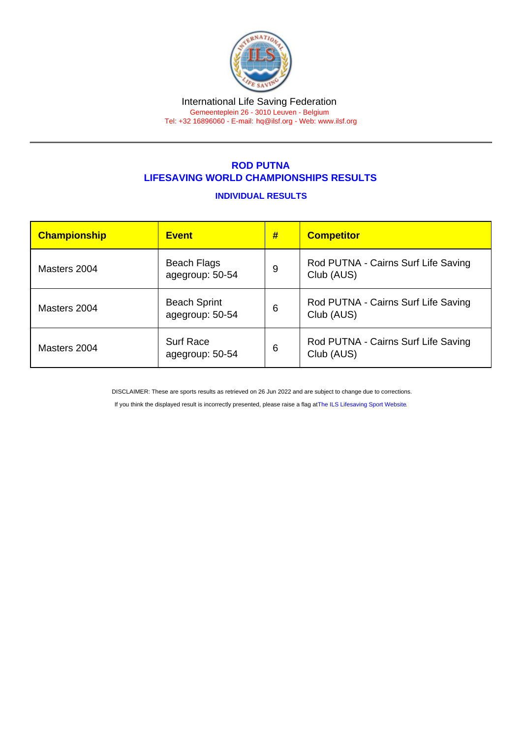International Life Saving Federation

Gemeenteplein 26 - 3010 Leuven - Belgium

Tel: +32 16896060 - E-mail: hq@ilsf.org - Web: www.ilsf.org

## ROD PUTNA
## LIFESAVING WORLD CHAMPIONSHIPS RESULTS

### INDIVIDUAL RESULTS

| Championship | Event | # | Competitor |
|---|---|---|---|
| Masters 2004 | Beach Flags agegroup: 50-54 | 9 | Rod PUTNA - Cairns Surf Life Saving Club (AUS) |
| Masters 2004 | Beach Sprint agegroup: 50-54 | 6 | Rod PUTNA - Cairns Surf Life Saving Club (AUS) |
| Masters 2004 | Surf Race agegroup: 50-54 | 6 | Rod PUTNA - Cairns Surf Life Saving Club (AUS) |

DISCLAIMER: These are sports results as retrieved on 26 Jun 2022 and are subject to change due to corrections.

If you think the displayed result is incorrectly presented, please raise a flag at The ILS Lifesaving Sport Website.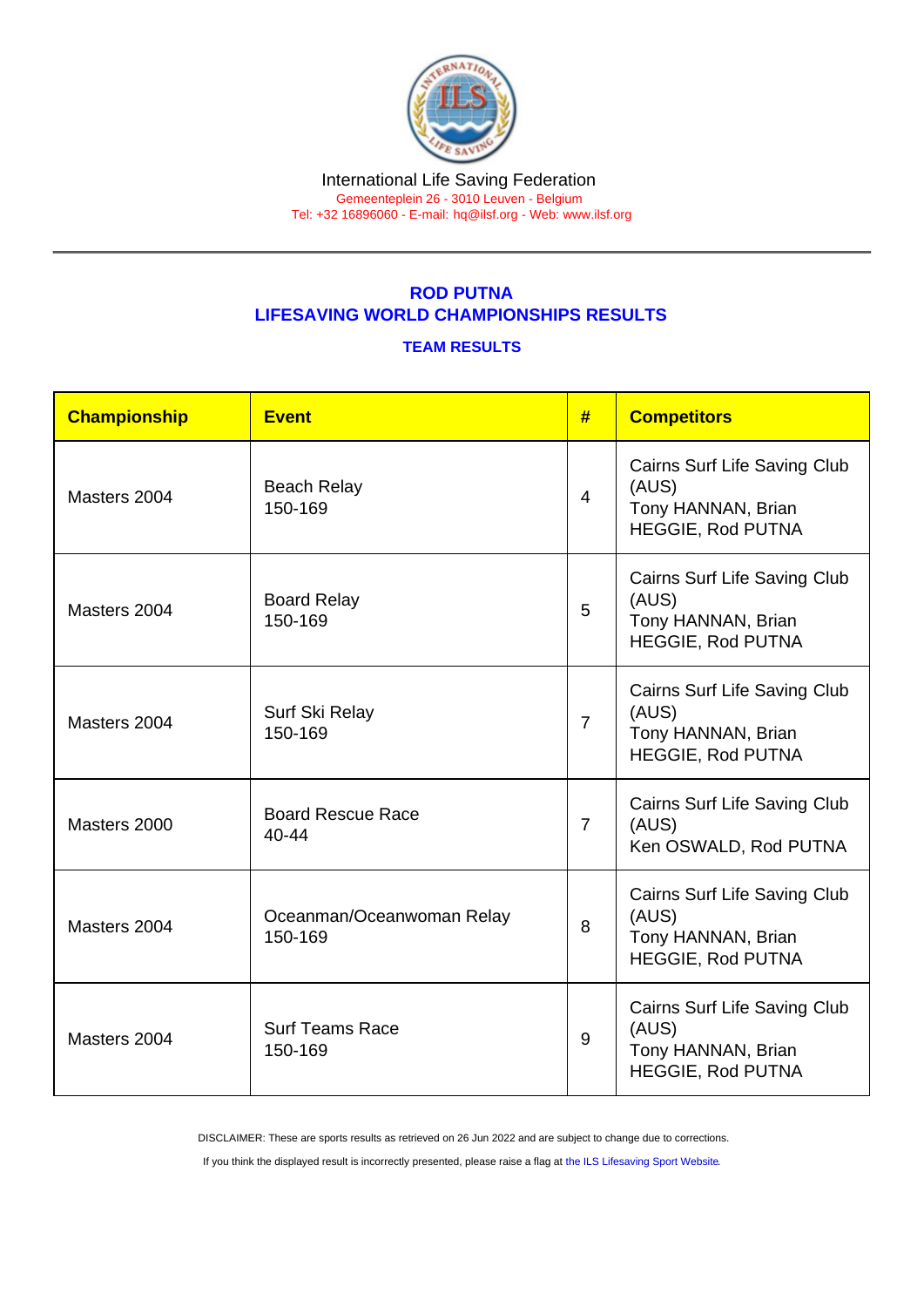International Life Saving Federation
Gemeenteplein 26 - 3010 Leuven - Belgium
Tel: +32 16896060 - E-mail: hq@ilsf.org - Web: www.ilsf.org

## ROD PUTNA
## LIFESAVING WORLD CHAMPIONSHIPS RESULTS

### TEAM RESULTS

| Championship | Event | # | Competitors |
|---|---|---|---|
| Masters 2004 | Beach Relay 150-169 | 4 | Cairns Surf Life Saving Club (AUS) Tony HANNAN, Brian HEGGIE, Rod PUTNA |
| Masters 2004 | Board Relay 150-169 | 5 | Cairns Surf Life Saving Club (AUS) Tony HANNAN, Brian HEGGIE, Rod PUTNA |
| Masters 2004 | Surf Ski Relay 150-169 | 7 | Cairns Surf Life Saving Club (AUS) Tony HANNAN, Brian HEGGIE, Rod PUTNA |
| Masters 2000 | Board Rescue Race 40-44 | 7 | Cairns Surf Life Saving Club (AUS) Ken OSWALD, Rod PUTNA |
| Masters 2004 | Oceanman/Oceanwoman Relay 150-169 | 8 | Cairns Surf Life Saving Club (AUS) Tony HANNAN, Brian HEGGIE, Rod PUTNA |
| Masters 2004 | Surf Teams Race 150-169 | 9 | Cairns Surf Life Saving Club (AUS) Tony HANNAN, Brian HEGGIE, Rod PUTNA |

DISCLAIMER: These are sports results as retrieved on 26 Jun 2022 and are subject to change due to corrections.

If you think the displayed result is incorrectly presented, please raise a flag at the ILS Lifesaving Sport Website.